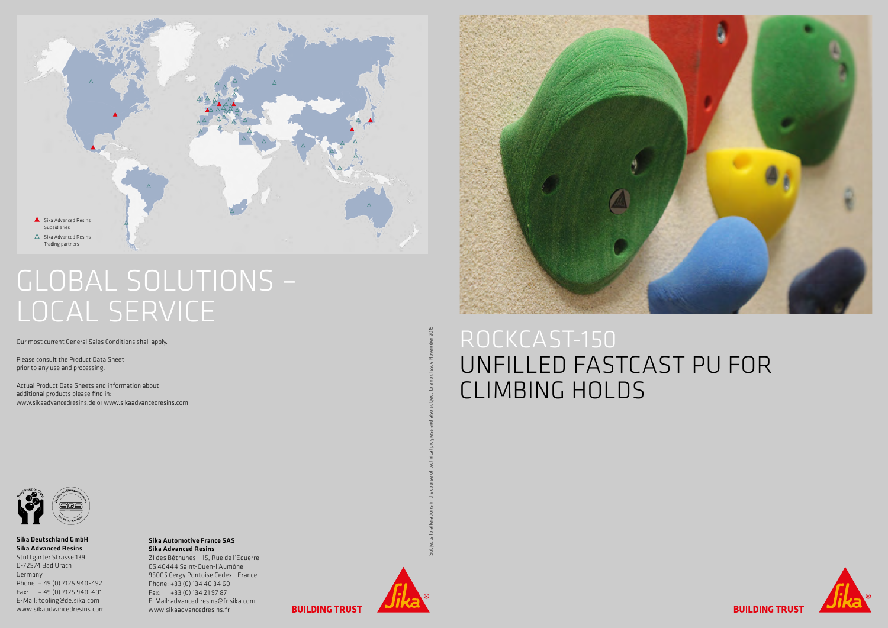Sika Advanced Resins Subsidiaries

Sika Advanced Resins Trading partners

# GLOBAL SOLUTIONS – LOCAL SERVICE

Our most current General Sales Conditions shall apply.

Please consult the Product Data Sheet prior to any use and processing.

Actual Product Data Sheets and information about additional products please find in:
www.sikaadvancedresins.de or www.sikaadvancedresins.com

**Sika Deutschland GmbH**
**Sika Advanced Resins**
Stuttgarter Strasse 139
D-72574 Bad Urach
Germany
Phone: + 49 (0) 7125 940-492
Fax: + 49 (0) 7125 940-401
E-Mail: tooling@de.sika.com
www.sikaadvancedresins.com

**Sika Automotive France SAS**
**Sika Advanced Resins**
ZI des Béthunes – 15, Rue de l'Equerre
CS 40444 Saint-Ouen-l'Aumône
95005 Cergy Pontoise Cedex - France
Phone: +33 (0) 134 40 34 60
Fax: +33 (0) 134 21 97 87
E-Mail: advanced.resins@fr.sika.com
www.sikaadvancedresins.fr

**BUILDING TRUST**

Subjects to alterations in the course of technical progress and also subject to error. Issue November 2019

# ROCKCAST-150
# UNFILLED FASTCAST PU FOR CLIMBING HOLDS

**BUILDING TRUST**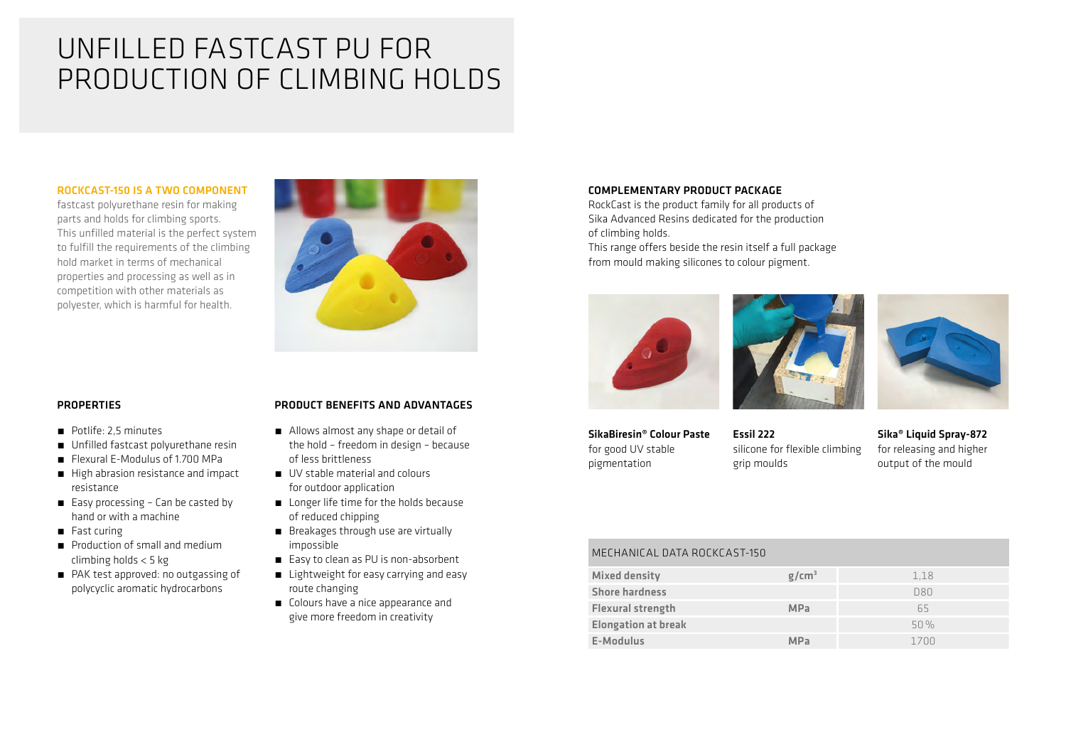# UNFILLED FASTCAST PU FOR PRODUCTION OF CLIMBING HOLDS

**ROCKCAST-150 IS A TWO COMPONENT** fastcast polyurethane resin for making parts and holds for climbing sports. This unfilled material is the perfect system to fulfill the requirements of the climbing hold market in terms of mechanical properties and processing as well as in competition with other materials as polyester, which is harmful for health.

### PROPERTIES

- Potlife: 2,5 minutes
- Unfilled fastcast polyurethane resin
- Flexural E-Modulus of 1.700 MPa
- High abrasion resistance and impact resistance
- Easy processing – Can be casted by hand or with a machine
- Fast curing
- Production of small and medium climbing holds < 5 kg
- PAK test approved: no outgassing of polycyclic aromatic hydrocarbons

### PRODUCT BENEFITS AND ADVANTAGES

- Allows almost any shape or detail of the hold – freedom in design – because of less brittleness
- UV stable material and colours for outdoor application
- Longer life time for the holds because of reduced chipping
- Breakages through use are virtually impossible
- Easy to clean as PU is non-absorbent
- Lightweight for easy carrying and easy route changing
- Colours have a nice appearance and give more freedom in creativity

### COMPLEMENTARY PRODUCT PACKAGE

RockCast is the product family for all products of Sika Advanced Resins dedicated for the production of climbing holds.
This range offers beside the resin itself a full package from mould making silicones to colour pigment.

**SikaBiresin® Colour Paste**
for good UV stable pigmentation

**Essil 222**
silicone for flexible climbing grip moulds

**Sika® Liquid Spray-872**
for releasing and higher output of the mould

| MECHANICAL DATA ROCKCAST-150 | | |
| --- | --- | --- |
| Mixed density | $g/cm^3$ | 1,18 |
| Shore hardness | | D80 |
| Flexural strength | MPa | 65 |
| Elongation at break | | 50 % |
| E-Modulus | MPa | 1700 |